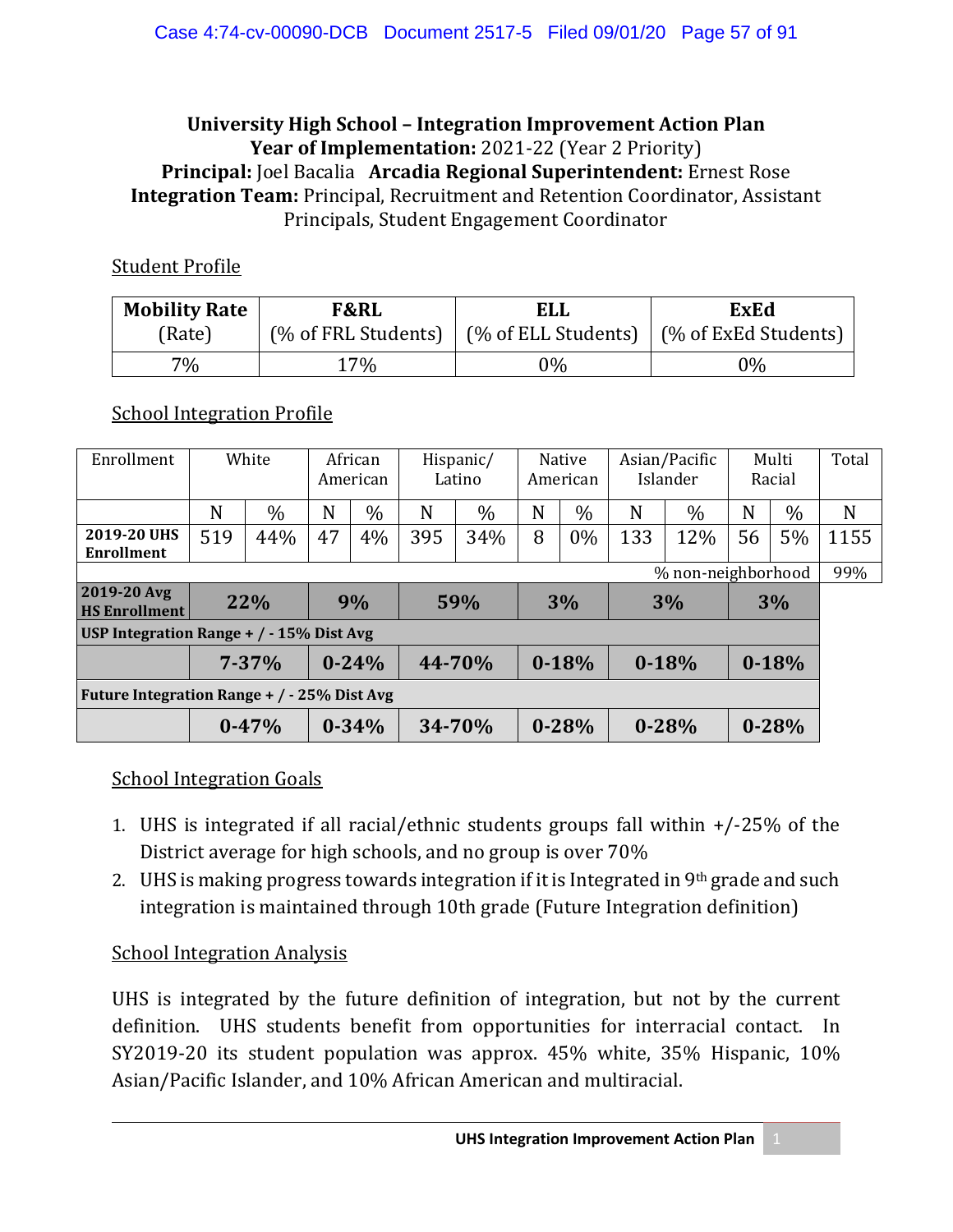**University High School – Integration Improvement Action Plan**
**Year of Implementation:** 2021-22 (Year 2 Priority)
**Principal:** Joel Bacalia **Arcadia Regional Superintendent:** Ernest Rose
**Integration Team:** Principal, Recruitment and Retention Coordinator, Assistant Principals, Student Engagement Coordinator

Student Profile

| **Mobility Rate** (Rate) | **F&RL** (% of FRL Students) | **ELL** (% of ELL Students) | **ExEd** (% of ExEd Students) |
|---|---|---|---|
| 7% | 17% | 0% | 0% |

School Integration Profile

| Enrollment | White | | African American | | Hispanic/ Latino | | Native American | | Asian/Pacific Islander | | Multi Racial | | Total |
|---|---|---|---|---|---|---|---|---|---|---|---|---|---|
| | N | % | N | % | N | % | N | % | N | % | N | % | N |
| **2019-20 UHS Enrollment** | 519 | 44% | 47 | 4% | 395 | 34% | 8 | 0% | 133 | 12% | 56 | 5% | 1155 |
| | | | | | | | | | | | % non-neighborhood | | 99% |
| **2019-20 Avg HS Enrollment** | **22%** | | **9%** | | **59%** | | **3%** | | **3%** | | **3%** | | |
| **USP Integration Range + / - 15% Dist Avg** | | | | | | | | | | | | | |
| | **7-37%** | | **0-24%** | | **44-70%** | | **0-18%** | | **0-18%** | | **0-18%** | | |
| **Future Integration Range + / - 25% Dist Avg** | | | | | | | | | | | | | |
| | **0-47%** | | **0-34%** | | **34-70%** | | **0-28%** | | **0-28%** | | **0-28%** | | |

School Integration Goals

1. UHS is integrated if all racial/ethnic students groups fall within +/-25% of the District average for high schools, and no group is over 70%
2. UHS is making progress towards integration if it is Integrated in 9th grade and such integration is maintained through 10th grade (Future Integration definition)

School Integration Analysis

UHS is integrated by the future definition of integration, but not by the current definition. UHS students benefit from opportunities for interracial contact. In SY2019-20 its student population was approx. 45% white, 35% Hispanic, 10% Asian/Pacific Islander, and 10% African American and multiracial.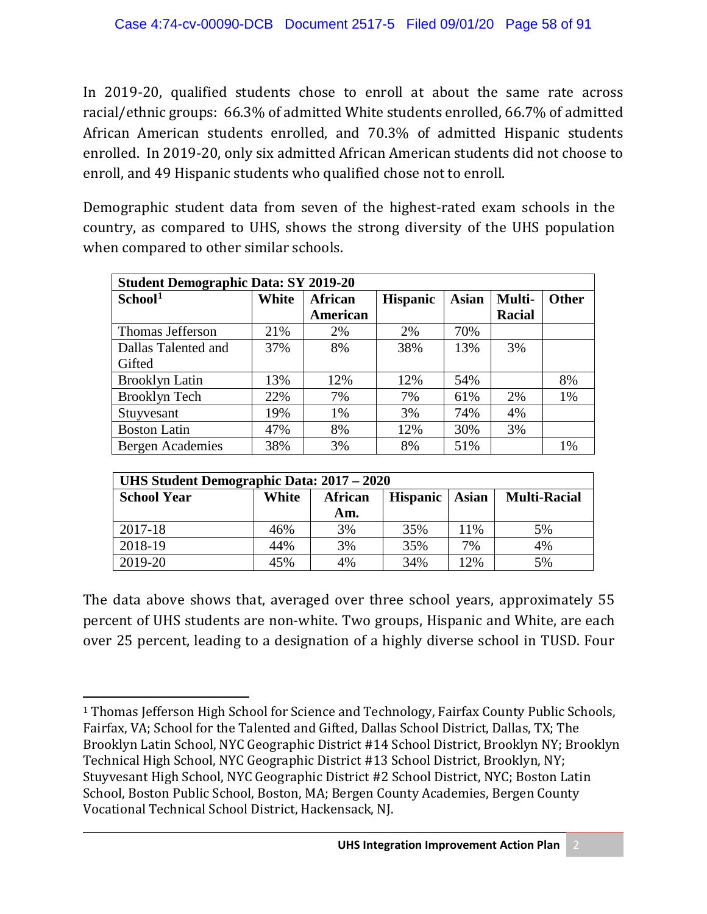In 2019-20, qualified students chose to enroll at about the same rate across racial/ethnic groups: 66.3% of admitted White students enrolled, 66.7% of admitted African American students enrolled, and 70.3% of admitted Hispanic students enrolled. In 2019-20, only six admitted African American students did not choose to enroll, and 49 Hispanic students who qualified chose not to enroll.

Demographic student data from seven of the highest-rated exam schools in the country, as compared to UHS, shows the strong diversity of the UHS population when compared to other similar schools.

| Student Demographic Data: SY 2019-20 | | | | | | |
|---|---|---|---|---|---|---|
| **School**[1] | **White** | **African American** | **Hispanic** | **Asian** | **Multi-Racial** | **Other** |
| Thomas Jefferson | 21% | 2% | 2% | 70% | | |
| Dallas Talented and Gifted | 37% | 8% | 38% | 13% | 3% | |
| Brooklyn Latin | 13% | 12% | 12% | 54% | | 8% |
| Brooklyn Tech | 22% | 7% | 7% | 61% | 2% | 1% |
| Stuyvesant | 19% | 1% | 3% | 74% | 4% | |
| Boston Latin | 47% | 8% | 12% | 30% | 3% | |
| Bergen Academies | 38% | 3% | 8% | 51% | | 1% |

| UHS Student Demographic Data: 2017 – 2020 | | | | | |
|---|---|---|---|---|---|
| **School Year** | **White** | **African Am.** | **Hispanic** | **Asian** | **Multi-Racial** |
| 2017-18 | 46% | 3% | 35% | 11% | 5% |
| 2018-19 | 44% | 3% | 35% | 7% | 4% |
| 2019-20 | 45% | 4% | 34% | 12% | 5% |

The data above shows that, averaged over three school years, approximately 55 percent of UHS students are non-white. Two groups, Hispanic and White, are each over 25 percent, leading to a designation of a highly diverse school in TUSD. Four

[1] Thomas Jefferson High School for Science and Technology, Fairfax County Public Schools, Fairfax, VA; School for the Talented and Gifted, Dallas School District, Dallas, TX; The Brooklyn Latin School, NYC Geographic District #14 School District, Brooklyn NY; Brooklyn Technical High School, NYC Geographic District #13 School District, Brooklyn, NY; Stuyvesant High School, NYC Geographic District #2 School District, NYC; Boston Latin School, Boston Public School, Boston, MA; Bergen County Academies, Bergen County Vocational Technical School District, Hackensack, NJ.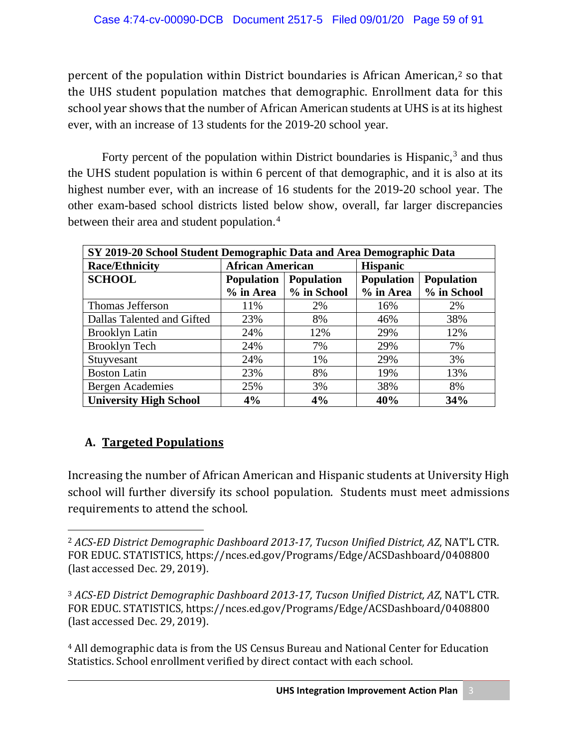percent of the population within District boundaries is African American,[2] so that the UHS student population matches that demographic. Enrollment data for this school year shows that the number of African American students at UHS is at its highest ever, with an increase of 13 students for the 2019-20 school year.

Forty percent of the population within District boundaries is Hispanic,[3] and thus the UHS student population is within 6 percent of that demographic, and it is also at its highest number ever, with an increase of 16 students for the 2019-20 school year. The other exam-based school districts listed below show, overall, far larger discrepancies between their area and student population.[4]

| SY 2019-20 School Student Demographic Data and Area Demographic Data | | | | |
|---|---|---|---|---|
| **Race/Ethnicity** | **African American** | | **Hispanic** | |
| **SCHOOL** | **Population % in Area** | **Population % in School** | **Population % in Area** | **Population % in School** |
| Thomas Jefferson | 11% | 2% | 16% | 2% |
| Dallas Talented and Gifted | 23% | 8% | 46% | 38% |
| Brooklyn Latin | 24% | 12% | 29% | 12% |
| Brooklyn Tech | 24% | 7% | 29% | 7% |
| Stuyvesant | 24% | 1% | 29% | 3% |
| Boston Latin | 23% | 8% | 19% | 13% |
| Bergen Academies | 25% | 3% | 38% | 8% |
| **University High School** | **4%** | **4%** | **40%** | **34%** |

## A. Targeted Populations

Increasing the number of African American and Hispanic students at University High school will further diversify its school population. Students must meet admissions requirements to attend the school.

---

[2] *ACS-ED District Demographic Dashboard 2013-17, Tucson Unified District, AZ*, NAT'L CTR. FOR EDUC. STATISTICS, https://nces.ed.gov/Programs/Edge/ACSDashboard/0408800 (last accessed Dec. 29, 2019).

[3] *ACS-ED District Demographic Dashboard 2013-17, Tucson Unified District, AZ*, NAT'L CTR. FOR EDUC. STATISTICS, https://nces.ed.gov/Programs/Edge/ACSDashboard/0408800 (last accessed Dec. 29, 2019).

[4] All demographic data is from the US Census Bureau and National Center for Education Statistics. School enrollment verified by direct contact with each school.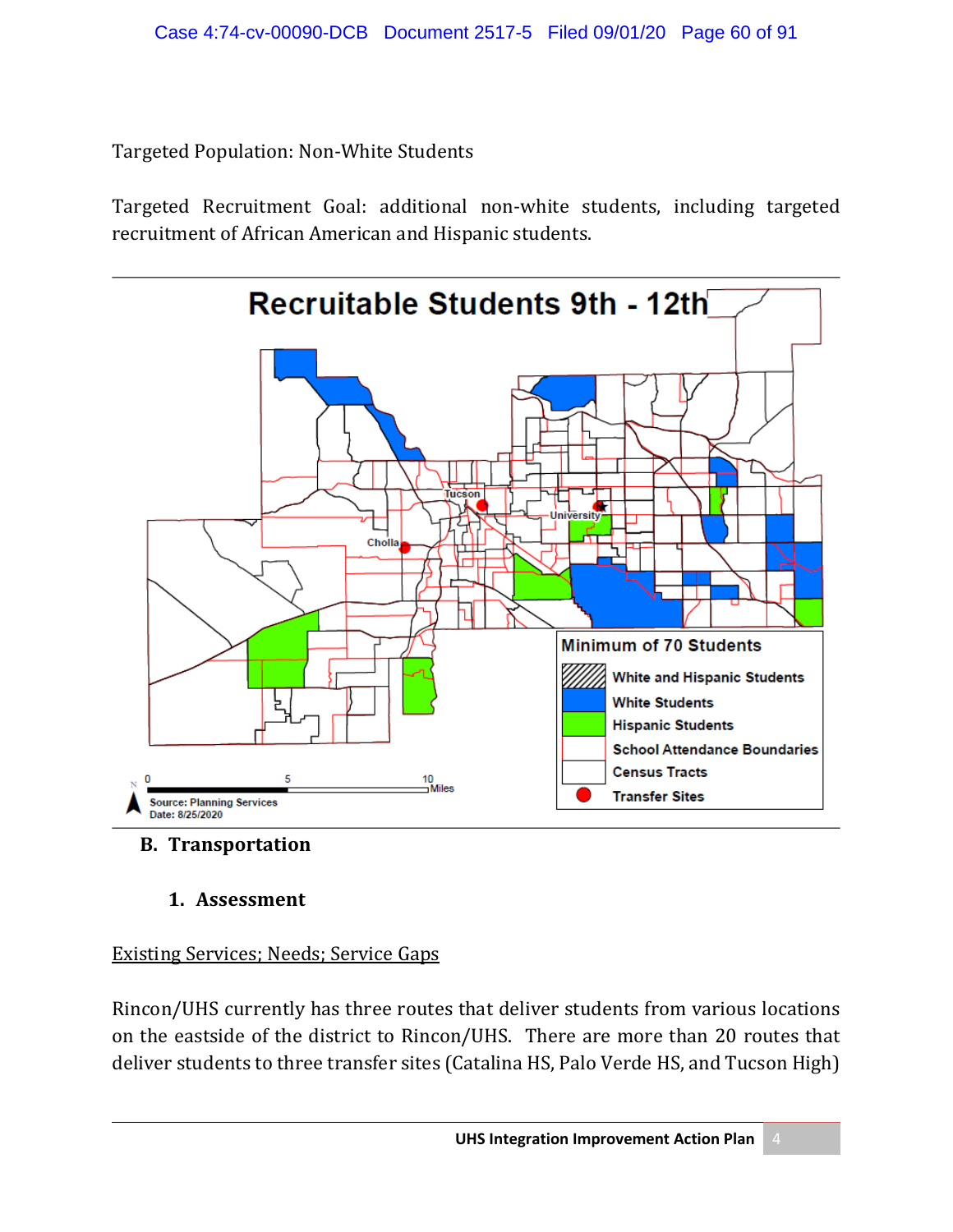Targeted Population: Non-White Students

Targeted Recruitment Goal: additional non-white students, including targeted recruitment of African American and Hispanic students.

Recruitable Students 9th - 12th

Minimum of 70 Students

- White and Hispanic Students
- White Students
- Hispanic Students
- School Attendance Boundaries
- Census Tracts
- Transfer Sites

Source: Planning Services
Date: 8/25/2020

## B. Transportation

### 1. Assessment

<u>Existing Services; Needs; Service Gaps</u>

Rincon/UHS currently has three routes that deliver students from various locations on the eastside of the district to Rincon/UHS. There are more than 20 routes that deliver students to three transfer sites (Catalina HS, Palo Verde HS, and Tucson High)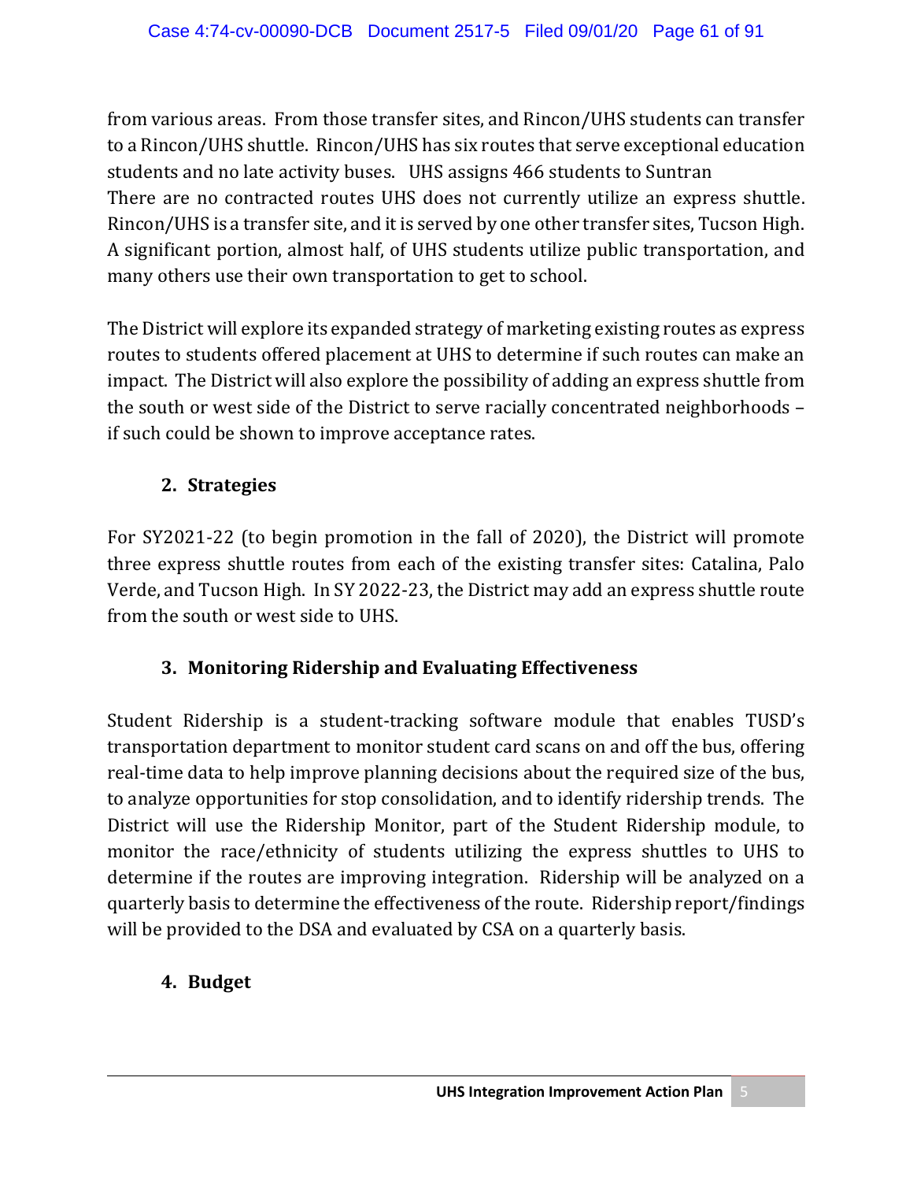from various areas. From those transfer sites, and Rincon/UHS students can transfer to a Rincon/UHS shuttle. Rincon/UHS has six routes that serve exceptional education students and no late activity buses. UHS assigns 466 students to Suntran
There are no contracted routes UHS does not currently utilize an express shuttle. Rincon/UHS is a transfer site, and it is served by one other transfer sites, Tucson High. A significant portion, almost half, of UHS students utilize public transportation, and many others use their own transportation to get to school.

The District will explore its expanded strategy of marketing existing routes as express routes to students offered placement at UHS to determine if such routes can make an impact. The District will also explore the possibility of adding an express shuttle from the south or west side of the District to serve racially concentrated neighborhoods – if such could be shown to improve acceptance rates.

### 2. Strategies

For SY2021-22 (to begin promotion in the fall of 2020), the District will promote three express shuttle routes from each of the existing transfer sites: Catalina, Palo Verde, and Tucson High. In SY 2022-23, the District may add an express shuttle route from the south or west side to UHS.

### 3. Monitoring Ridership and Evaluating Effectiveness

Student Ridership is a student-tracking software module that enables TUSD's transportation department to monitor student card scans on and off the bus, offering real-time data to help improve planning decisions about the required size of the bus, to analyze opportunities for stop consolidation, and to identify ridership trends. The District will use the Ridership Monitor, part of the Student Ridership module, to monitor the race/ethnicity of students utilizing the express shuttles to UHS to determine if the routes are improving integration. Ridership will be analyzed on a quarterly basis to determine the effectiveness of the route. Ridership report/findings will be provided to the DSA and evaluated by CSA on a quarterly basis.

### 4. Budget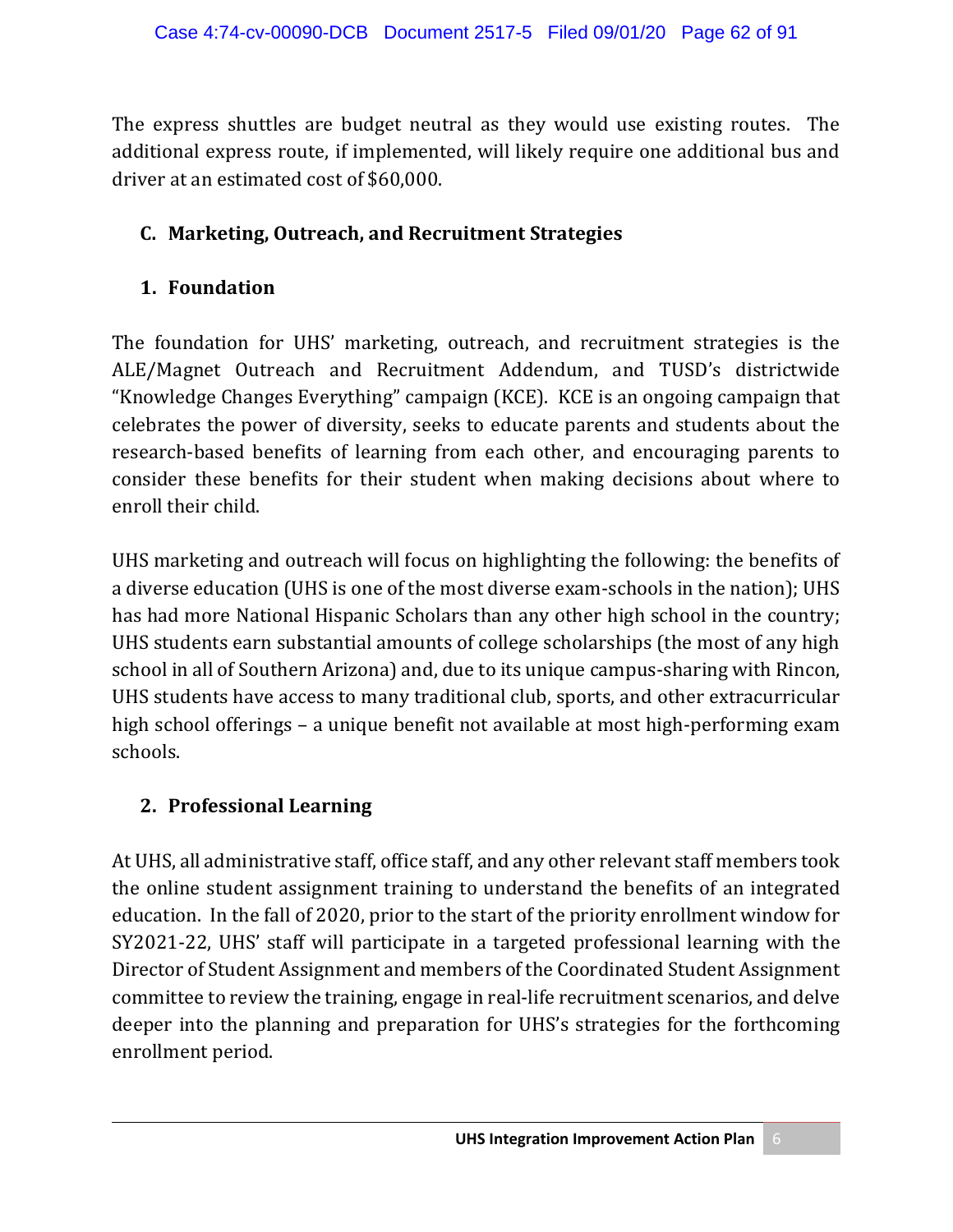The express shuttles are budget neutral as they would use existing routes. The additional express route, if implemented, will likely require one additional bus and driver at an estimated cost of $60,000.

### C. Marketing, Outreach, and Recruitment Strategies

#### 1. Foundation

The foundation for UHS' marketing, outreach, and recruitment strategies is the ALE/Magnet Outreach and Recruitment Addendum, and TUSD's districtwide "Knowledge Changes Everything" campaign (KCE). KCE is an ongoing campaign that celebrates the power of diversity, seeks to educate parents and students about the research-based benefits of learning from each other, and encouraging parents to consider these benefits for their student when making decisions about where to enroll their child.

UHS marketing and outreach will focus on highlighting the following: the benefits of a diverse education (UHS is one of the most diverse exam-schools in the nation); UHS has had more National Hispanic Scholars than any other high school in the country; UHS students earn substantial amounts of college scholarships (the most of any high school in all of Southern Arizona) and, due to its unique campus-sharing with Rincon, UHS students have access to many traditional club, sports, and other extracurricular high school offerings – a unique benefit not available at most high-performing exam schools.

#### 2. Professional Learning

At UHS, all administrative staff, office staff, and any other relevant staff members took the online student assignment training to understand the benefits of an integrated education. In the fall of 2020, prior to the start of the priority enrollment window for SY2021-22, UHS' staff will participate in a targeted professional learning with the Director of Student Assignment and members of the Coordinated Student Assignment committee to review the training, engage in real-life recruitment scenarios, and delve deeper into the planning and preparation for UHS's strategies for the forthcoming enrollment period.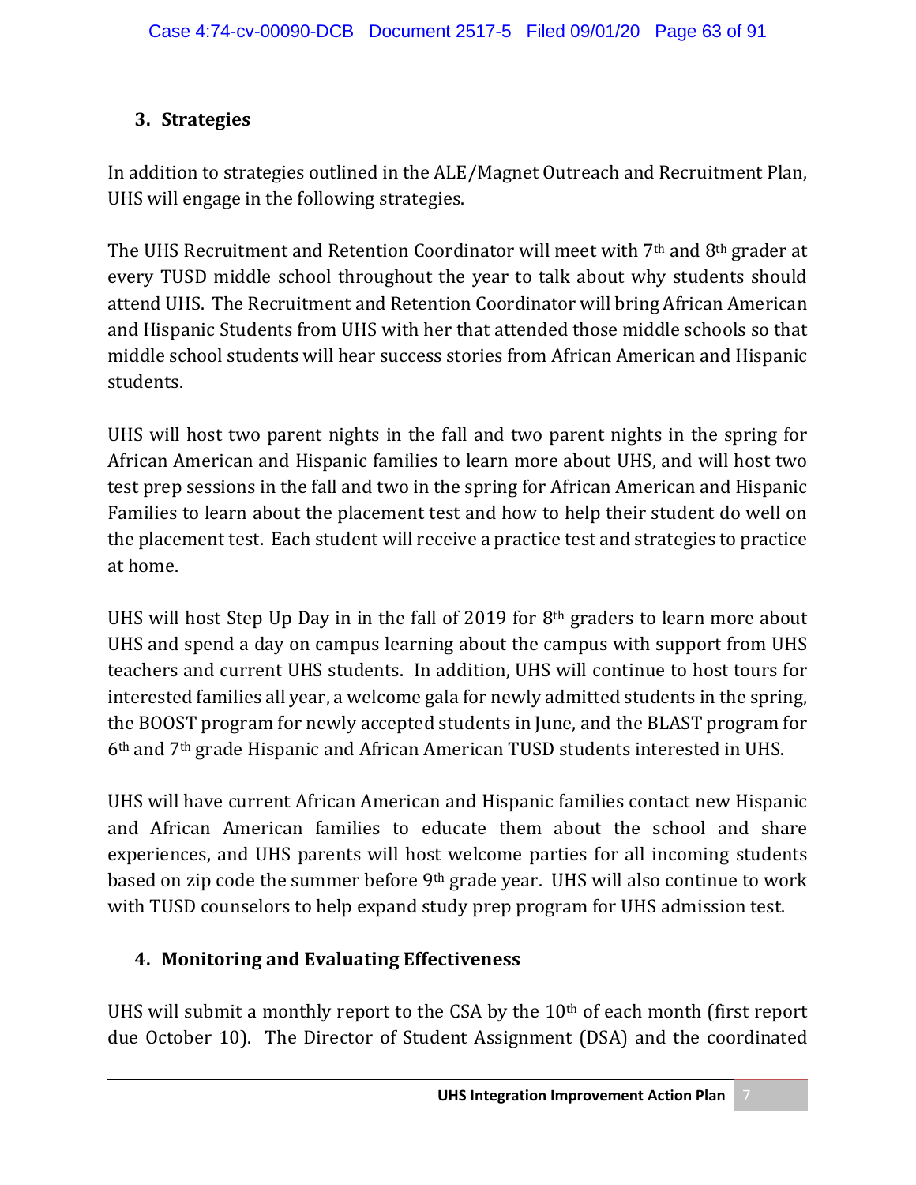## 3. Strategies

In addition to strategies outlined in the ALE/Magnet Outreach and Recruitment Plan, UHS will engage in the following strategies.

The UHS Recruitment and Retention Coordinator will meet with 7th and 8th grader at every TUSD middle school throughout the year to talk about why students should attend UHS. The Recruitment and Retention Coordinator will bring African American and Hispanic Students from UHS with her that attended those middle schools so that middle school students will hear success stories from African American and Hispanic students.

UHS will host two parent nights in the fall and two parent nights in the spring for African American and Hispanic families to learn more about UHS, and will host two test prep sessions in the fall and two in the spring for African American and Hispanic Families to learn about the placement test and how to help their student do well on the placement test. Each student will receive a practice test and strategies to practice at home.

UHS will host Step Up Day in in the fall of 2019 for 8th graders to learn more about UHS and spend a day on campus learning about the campus with support from UHS teachers and current UHS students. In addition, UHS will continue to host tours for interested families all year, a welcome gala for newly admitted students in the spring, the BOOST program for newly accepted students in June, and the BLAST program for 6th and 7th grade Hispanic and African American TUSD students interested in UHS.

UHS will have current African American and Hispanic families contact new Hispanic and African American families to educate them about the school and share experiences, and UHS parents will host welcome parties for all incoming students based on zip code the summer before 9th grade year. UHS will also continue to work with TUSD counselors to help expand study prep program for UHS admission test.

## 4. Monitoring and Evaluating Effectiveness

UHS will submit a monthly report to the CSA by the 10th of each month (first report due October 10). The Director of Student Assignment (DSA) and the coordinated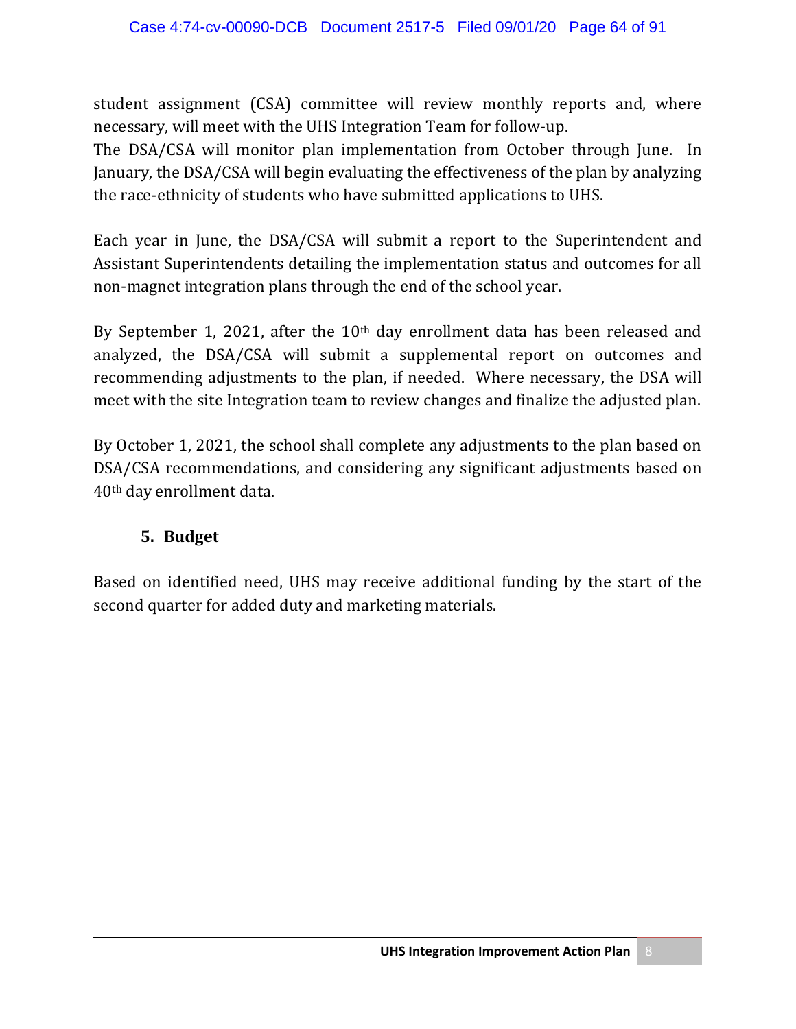student assignment (CSA) committee will review monthly reports and, where necessary, will meet with the UHS Integration Team for follow-up.
The DSA/CSA will monitor plan implementation from October through June. In January, the DSA/CSA will begin evaluating the effectiveness of the plan by analyzing the race-ethnicity of students who have submitted applications to UHS.

Each year in June, the DSA/CSA will submit a report to the Superintendent and Assistant Superintendents detailing the implementation status and outcomes for all non-magnet integration plans through the end of the school year.

By September 1, 2021, after the 10th day enrollment data has been released and analyzed, the DSA/CSA will submit a supplemental report on outcomes and recommending adjustments to the plan, if needed. Where necessary, the DSA will meet with the site Integration team to review changes and finalize the adjusted plan.

By October 1, 2021, the school shall complete any adjustments to the plan based on DSA/CSA recommendations, and considering any significant adjustments based on 40th day enrollment data.

### 5. Budget

Based on identified need, UHS may receive additional funding by the start of the second quarter for added duty and marketing materials.